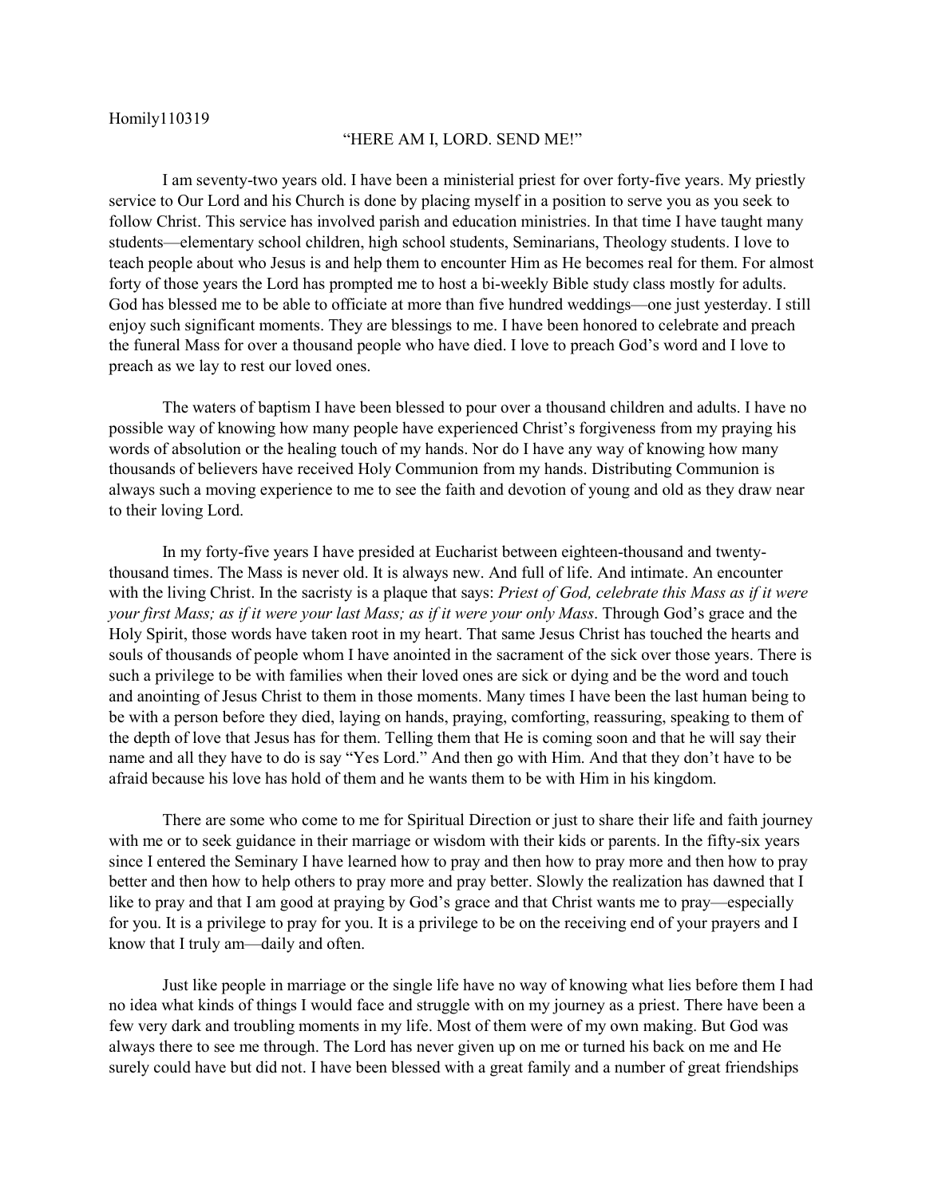Homily110319

# "HERE AM I, LORD. SEND ME!"

I am seventy-two years old. I have been a ministerial priest for over forty-five years. My priestly service to Our Lord and his Church is done by placing myself in a position to serve you as you seek to follow Christ. This service has involved parish and education ministries. In that time I have taught many students—elementary school children, high school students, Seminarians, Theology students. I love to teach people about who Jesus is and help them to encounter Him as He becomes real for them. For almost forty of those years the Lord has prompted me to host a bi-weekly Bible study class mostly for adults. God has blessed me to be able to officiate at more than five hundred weddings—one just yesterday. I still enjoy such significant moments. They are blessings to me. I have been honored to celebrate and preach the funeral Mass for over a thousand people who have died. I love to preach God's word and I love to preach as we lay to rest our loved ones.

The waters of baptism I have been blessed to pour over a thousand children and adults. I have no possible way of knowing how many people have experienced Christ's forgiveness from my praying his words of absolution or the healing touch of my hands. Nor do I have any way of knowing how many thousands of believers have received Holy Communion from my hands. Distributing Communion is always such a moving experience to me to see the faith and devotion of young and old as they draw near to their loving Lord.

In my forty-five years I have presided at Eucharist between eighteen-thousand and twenty-thousand times. The Mass is never old. It is always new. And full of life. And intimate. An encounter with the living Christ. In the sacristy is a plaque that says: *Priest of God, celebrate this Mass as if it were your first Mass; as if it were your last Mass; as if it were your only Mass*. Through God's grace and the Holy Spirit, those words have taken root in my heart. That same Jesus Christ has touched the hearts and souls of thousands of people whom I have anointed in the sacrament of the sick over those years. There is such a privilege to be with families when their loved ones are sick or dying and be the word and touch and anointing of Jesus Christ to them in those moments. Many times I have been the last human being to be with a person before they died, laying on hands, praying, comforting, reassuring, speaking to them of the depth of love that Jesus has for them. Telling them that He is coming soon and that he will say their name and all they have to do is say "Yes Lord." And then go with Him. And that they don't have to be afraid because his love has hold of them and he wants them to be with Him in his kingdom.

There are some who come to me for Spiritual Direction or just to share their life and faith journey with me or to seek guidance in their marriage or wisdom with their kids or parents. In the fifty-six years since I entered the Seminary I have learned how to pray and then how to pray more and then how to pray better and then how to help others to pray more and pray better. Slowly the realization has dawned that I like to pray and that I am good at praying by God's grace and that Christ wants me to pray—especially for you. It is a privilege to pray for you. It is a privilege to be on the receiving end of your prayers and I know that I truly am—daily and often.

Just like people in marriage or the single life have no way of knowing what lies before them I had no idea what kinds of things I would face and struggle with on my journey as a priest. There have been a few very dark and troubling moments in my life. Most of them were of my own making. But God was always there to see me through. The Lord has never given up on me or turned his back on me and He surely could have but did not. I have been blessed with a great family and a number of great friendships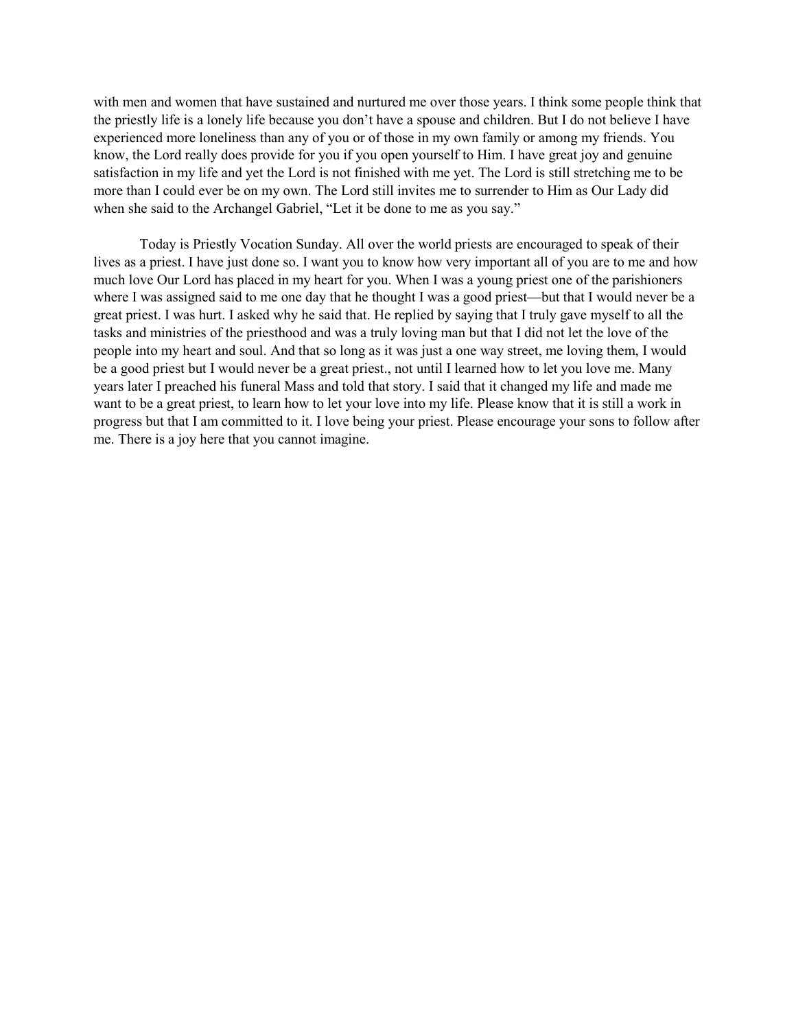with men and women that have sustained and nurtured me over those years. I think some people think that the priestly life is a lonely life because you don't have a spouse and children. But I do not believe I have experienced more loneliness than any of you or of those in my own family or among my friends. You know, the Lord really does provide for you if you open yourself to Him. I have great joy and genuine satisfaction in my life and yet the Lord is not finished with me yet. The Lord is still stretching me to be more than I could ever be on my own. The Lord still invites me to surrender to Him as Our Lady did when she said to the Archangel Gabriel, "Let it be done to me as you say."

Today is Priestly Vocation Sunday. All over the world priests are encouraged to speak of their lives as a priest. I have just done so. I want you to know how very important all of you are to me and how much love Our Lord has placed in my heart for you. When I was a young priest one of the parishioners where I was assigned said to me one day that he thought I was a good priest—but that I would never be a great priest. I was hurt. I asked why he said that. He replied by saying that I truly gave myself to all the tasks and ministries of the priesthood and was a truly loving man but that I did not let the love of the people into my heart and soul. And that so long as it was just a one way street, me loving them, I would be a good priest but I would never be a great priest., not until I learned how to let you love me. Many years later I preached his funeral Mass and told that story. I said that it changed my life and made me want to be a great priest, to learn how to let your love into my life. Please know that it is still a work in progress but that I am committed to it. I love being your priest. Please encourage your sons to follow after me. There is a joy here that you cannot imagine.